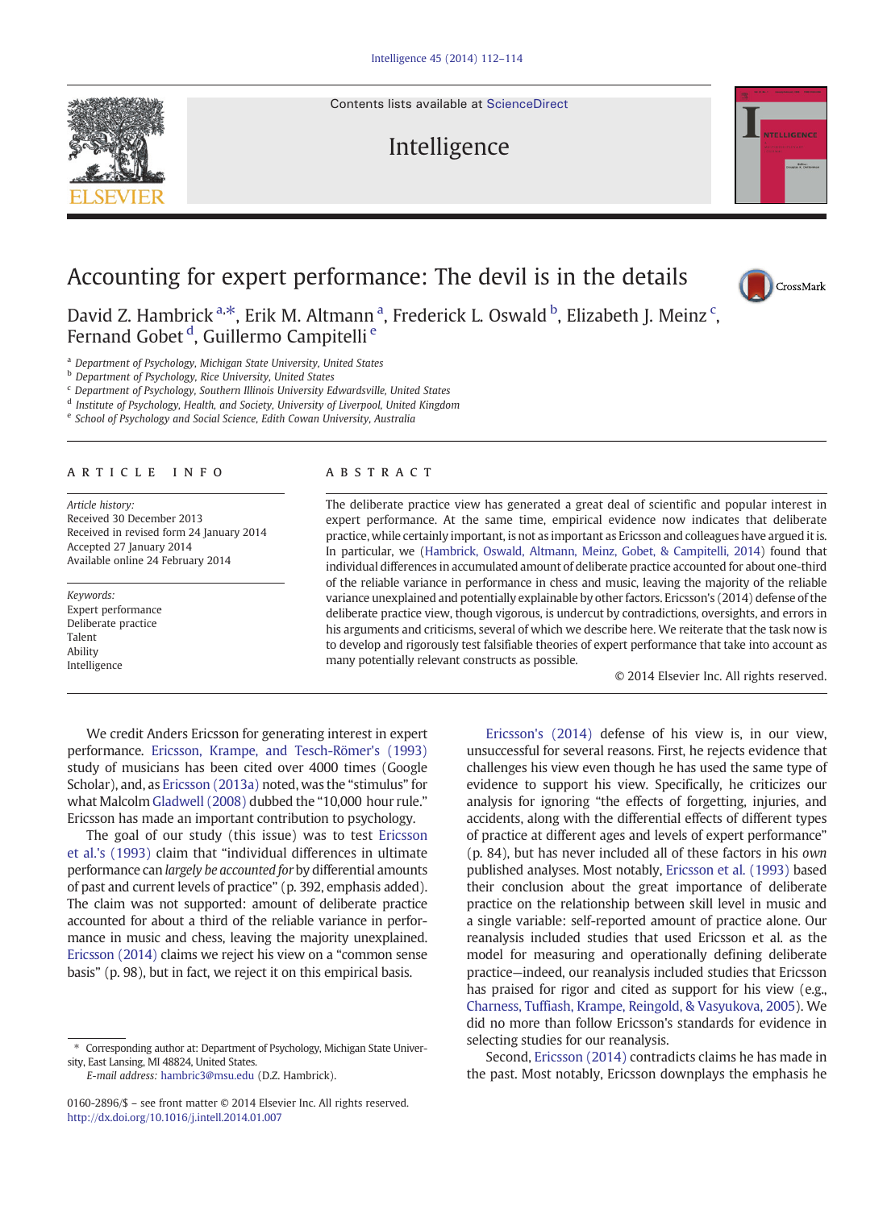# Accounting for expert performance: The devil is in the details

David Z. Hambrick[a,*], Erik M. Altmann[a], Frederick L. Oswald[b], Elizabeth J. Meinz[c], Fernand Gobet[d], Guillermo Campitelli[e]

[a] Department of Psychology, Michigan State University, United States
[b] Department of Psychology, Rice University, United States
[c] Department of Psychology, Southern Illinois University Edwardsville, United States
[d] Institute of Psychology, Health, and Society, University of Liverpool, United Kingdom
[e] School of Psychology and Social Science, Edith Cowan University, Australia

## ARTICLE INFO

*Article history:*
Received 30 December 2013
Received in revised form 24 January 2014
Accepted 27 January 2014
Available online 24 February 2014

*Keywords:*
Expert performance
Deliberate practice
Talent
Ability
Intelligence

## ABSTRACT

The deliberate practice view has generated a great deal of scientific and popular interest in expert performance. At the same time, empirical evidence now indicates that deliberate practice, while certainly important, is not as important as Ericsson and colleagues have argued it is. In particular, we (Hambrick, Oswald, Altmann, Meinz, Gobet, & Campitelli, 2014) found that individual differences in accumulated amount of deliberate practice accounted for about one-third of the reliable variance in performance in chess and music, leaving the majority of the reliable variance unexplained and potentially explainable by other factors. Ericsson's (2014) defense of the deliberate practice view, though vigorous, is undercut by contradictions, oversights, and errors in his arguments and criticisms, several of which we describe here. We reiterate that the task now is to develop and rigorously test falsifiable theories of expert performance that take into account as many potentially relevant constructs as possible.

© 2014 Elsevier Inc. All rights reserved.

We credit Anders Ericsson for generating interest in expert performance. Ericsson, Krampe, and Tesch-Römer's (1993) study of musicians has been cited over 4000 times (Google Scholar), and, as Ericsson (2013a) noted, was the "stimulus" for what Malcolm Gladwell (2008) dubbed the "10,000 hour rule." Ericsson has made an important contribution to psychology.

The goal of our study (this issue) was to test Ericsson et al.'s (1993) claim that "individual differences in ultimate performance can *largely be accounted for* by differential amounts of past and current levels of practice" (p. 392, emphasis added). The claim was not supported: amount of deliberate practice accounted for about a third of the reliable variance in performance in music and chess, leaving the majority unexplained. Ericsson (2014) claims we reject his view on a "common sense basis" (p. 98), but in fact, we reject it on this empirical basis.

Ericsson's (2014) defense of his view is, in our view, unsuccessful for several reasons. First, he rejects evidence that challenges his view even though he has used the same type of evidence to support his view. Specifically, he criticizes our analysis for ignoring "the effects of forgetting, injuries, and accidents, along with the differential effects of different types of practice at different ages and levels of expert performance" (p. 84), but has never included all of these factors in his *own* published analyses. Most notably, Ericsson et al. (1993) based their conclusion about the great importance of deliberate practice on the relationship between skill level in music and a single variable: self-reported amount of practice alone. Our reanalysis included studies that used Ericsson et al. as the model for measuring and operationally defining deliberate practice—indeed, our reanalysis included studies that Ericsson has praised for rigor and cited as support for his view (e.g., Charness, Tuffiash, Krampe, Reingold, & Vasyukova, 2005). We did no more than follow Ericsson's standards for evidence in selecting studies for our reanalysis.

Second, Ericsson (2014) contradicts claims he has made in the past. Most notably, Ericsson downplays the emphasis he

* Corresponding author at: Department of Psychology, Michigan State University, East Lansing, MI 48824, United States.
*E-mail address:* hambric3@msu.edu (D.Z. Hambrick).

0160-2896/$ – see front matter © 2014 Elsevier Inc. All rights reserved.
http://dx.doi.org/10.1016/j.intell.2014.01.007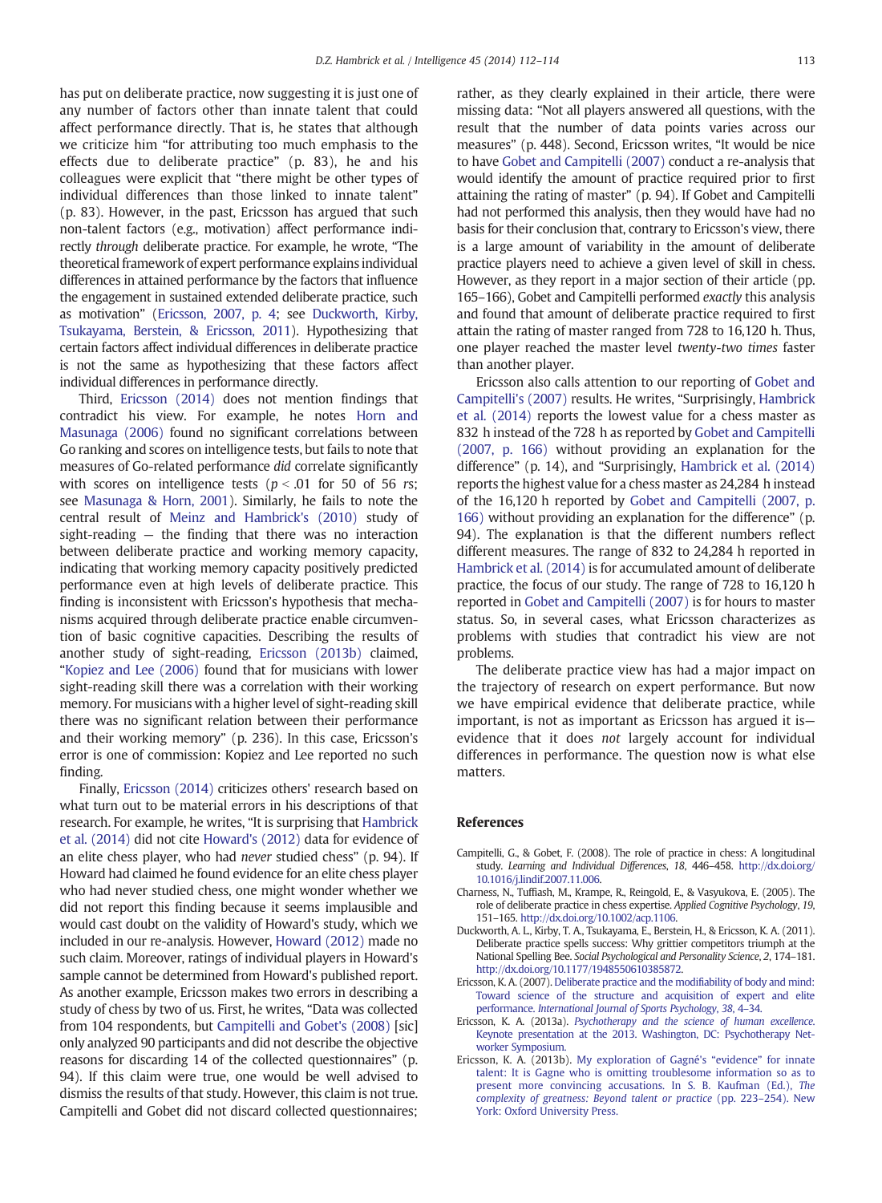has put on deliberate practice, now suggesting it is just one of any number of factors other than innate talent that could affect performance directly. That is, he states that although we criticize him "for attributing too much emphasis to the effects due to deliberate practice" (p. 83), he and his colleagues were explicit that "there might be other types of individual differences than those linked to innate talent" (p. 83). However, in the past, Ericsson has argued that such non-talent factors (e.g., motivation) affect performance indirectly *through* deliberate practice. For example, he wrote, "The theoretical framework of expert performance explains individual differences in attained performance by the factors that influence the engagement in sustained extended deliberate practice, such as motivation" (Ericsson, 2007, p. 4; see Duckworth, Kirby, Tsukayama, Berstein, & Ericsson, 2011). Hypothesizing that certain factors affect individual differences in deliberate practice is not the same as hypothesizing that these factors affect individual differences in performance directly.

Third, Ericsson (2014) does not mention findings that contradict his view. For example, he notes Horn and Masunaga (2006) found no significant correlations between Go ranking and scores on intelligence tests, but fails to note that measures of Go-related performance *did* correlate significantly with scores on intelligence tests ($p < .01$ for 50 of 56 *rs*; see Masunaga & Horn, 2001). Similarly, he fails to note the central result of Meinz and Hambrick's (2010) study of sight-reading — the finding that there was no interaction between deliberate practice and working memory capacity, indicating that working memory capacity positively predicted performance even at high levels of deliberate practice. This finding is inconsistent with Ericsson's hypothesis that mechanisms acquired through deliberate practice enable circumvention of basic cognitive capacities. Describing the results of another study of sight-reading, Ericsson (2013b) claimed, "Kopiez and Lee (2006) found that for musicians with lower sight-reading skill there was a correlation with their working memory. For musicians with a higher level of sight-reading skill there was no significant relation between their performance and their working memory" (p. 236). In this case, Ericsson's error is one of commission: Kopiez and Lee reported no such finding.

Finally, Ericsson (2014) criticizes others' research based on what turn out to be material errors in his descriptions of that research. For example, he writes, "It is surprising that Hambrick et al. (2014) did not cite Howard's (2012) data for evidence of an elite chess player, who had *never* studied chess" (p. 94). If Howard had claimed he found evidence for an elite chess player who had never studied chess, one might wonder whether we did not report this finding because it seems implausible and would cast doubt on the validity of Howard's study, which we included in our re-analysis. However, Howard (2012) made no such claim. Moreover, ratings of individual players in Howard's sample cannot be determined from Howard's published report. As another example, Ericsson makes two errors in describing a study of chess by two of us. First, he writes, "Data was collected from 104 respondents, but Campitelli and Gobet's (2008) [sic] only analyzed 90 participants and did not describe the objective reasons for discarding 14 of the collected questionnaires" (p. 94). If this claim were true, one would be well advised to dismiss the results of that study. However, this claim is not true. Campitelli and Gobet did not discard collected questionnaires; rather, as they clearly explained in their article, there were missing data: "Not all players answered all questions, with the result that the number of data points varies across our measures" (p. 448). Second, Ericsson writes, "It would be nice to have Gobet and Campitelli (2007) conduct a re-analysis that would identify the amount of practice required prior to first attaining the rating of master" (p. 94). If Gobet and Campitelli had not performed this analysis, then they would have had no basis for their conclusion that, contrary to Ericsson's view, there is a large amount of variability in the amount of deliberate practice players need to achieve a given level of skill in chess. However, as they report in a major section of their article (pp. 165–166), Gobet and Campitelli performed *exactly* this analysis and found that amount of deliberate practice required to first attain the rating of master ranged from 728 to 16,120 h. Thus, one player reached the master level *twenty-two times* faster than another player.

Ericsson also calls attention to our reporting of Gobet and Campitelli's (2007) results. He writes, "Surprisingly, Hambrick et al. (2014) reports the lowest value for a chess master as 832 h instead of the 728 h as reported by Gobet and Campitelli (2007, p. 166) without providing an explanation for the difference" (p. 14), and "Surprisingly, Hambrick et al. (2014) reports the highest value for a chess master as 24,284 h instead of the 16,120 h reported by Gobet and Campitelli (2007, p. 166) without providing an explanation for the difference" (p. 94). The explanation is that the different numbers reflect different measures. The range of 832 to 24,284 h reported in Hambrick et al. (2014) is for accumulated amount of deliberate practice, the focus of our study. The range of 728 to 16,120 h reported in Gobet and Campitelli (2007) is for hours to master status. So, in several cases, what Ericsson characterizes as problems with studies that contradict his view are not problems.

The deliberate practice view has had a major impact on the trajectory of research on expert performance. But now we have empirical evidence that deliberate practice, while important, is not as important as Ericsson has argued it is—evidence that it does *not* largely account for individual differences in performance. The question now is what else matters.

## References

Campitelli, G., & Gobet, F. (2008). The role of practice in chess: A longitudinal study. *Learning and Individual Differences*, *18*, 446–458. http://dx.doi.org/10.1016/j.lindif.2007.11.006.

Charness, N., Tuffiash, M., Krampe, R., Reingold, E., & Vasyukova, E. (2005). The role of deliberate practice in chess expertise. *Applied Cognitive Psychology*, *19*, 151–165. http://dx.doi.org/10.1002/acp.1106.

Duckworth, A. L., Kirby, T. A., Tsukayama, E., Berstein, H., & Ericsson, K. A. (2011). Deliberate practice spells success: Why grittier competitors triumph at the National Spelling Bee. *Social Psychological and Personality Science*, *2*, 174–181. http://dx.doi.org/10.1177/1948550610385872.

Ericsson, K. A. (2007). Deliberate practice and the modifiability of body and mind: Toward science of the structure and acquisition of expert and elite performance. *International Journal of Sports Psychology*, *38*, 4–34.

Ericsson, K. A. (2013a). *Psychotherapy and the science of human excellence*. Keynote presentation at the 2013. Washington, DC: Psychotherapy Networker Symposium.

Ericsson, K. A. (2013b). My exploration of Gagné's "evidence" for innate talent: It is Gagne who is omitting troublesome information so as to present more convincing accusations. In S. B. Kaufman (Ed.), *The complexity of greatness: Beyond talent or practice* (pp. 223–254). New York: Oxford University Press.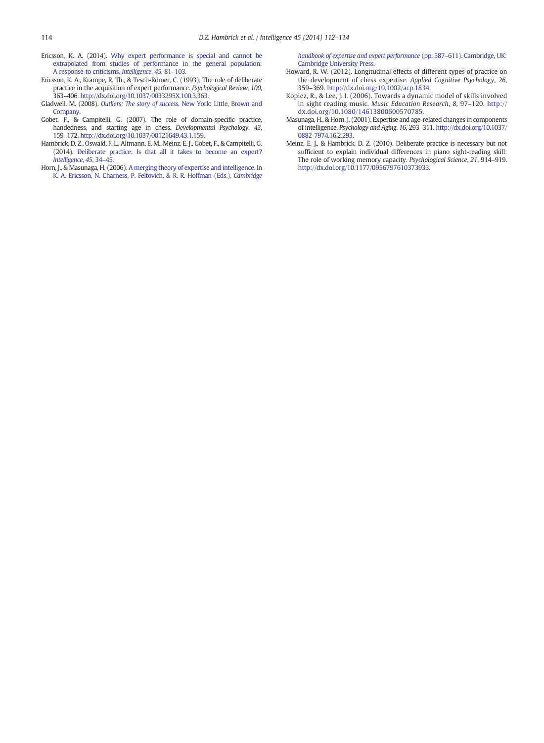Ericsson, K. A. (2014). Why expert performance is special and cannot be extrapolated from studies of performance in the general population: A response to criticisms. *Intelligence*, *45*, 81–103.

Ericsson, K. A., Krampe, R. Th., & Tesch-Römer, C. (1993). The role of deliberate practice in the acquisition of expert performance. *Psychological Review*, *100*, 363–406. http://dx.doi.org/10.1037/0033295X.100.3.363.

Gladwell, M. (2008). *Outliers: The story of success*. New York: Little, Brown and Company.

Gobet, F., & Campitelli, G. (2007). The role of domain-specific practice, handedness, and starting age in chess. *Developmental Psychology*, *43*, 159–172. http://dx.doi.org/10.1037/00121649.43.1.159.

Hambrick, D. Z., Oswald, F. L., Altmann, E. M., Meinz, E. J., Gobet, F., & Campitelli, G. (2014). Deliberate practice: Is that all it takes to become an expert? *Intelligence*, *45*, 34–45.

Horn, J., & Masunaga, H. (2006). A merging theory of expertise and intelligence. In K. A. Ericsson, N. Charness, P. Feltovich, & R. R. Hoffman (Eds.), *Cambridge handbook of expertise and expert performance* (pp. 587–611). Cambridge, UK: Cambridge University Press.

Howard, R. W. (2012). Longitudinal effects of different types of practice on the development of chess expertise. *Applied Cognitive Psychology*, *26*, 359–369. http://dx.doi.org/10.1002/acp.1834.

Kopiez, R., & Lee, J. I. (2006). Towards a dynamic model of skills involved in sight reading music. *Music Education Research*, *8*, 97–120. http://dx.doi.org/10.1080/14613800600570785.

Masunaga, H., & Horn, J. (2001). Expertise and age-related changes in components of intelligence. *Psychology and Aging*, *16*, 293–311. http://dx.doi.org/10.1037/0882-7974.16.2.293.

Meinz, E. J., & Hambrick, D. Z. (2010). Deliberate practice is necessary but not sufficient to explain individual differences in piano sight-reading skill: The role of working memory capacity. *Psychological Science*, *21*, 914–919. http://dx.doi.org/10.1177/0956797610373933.